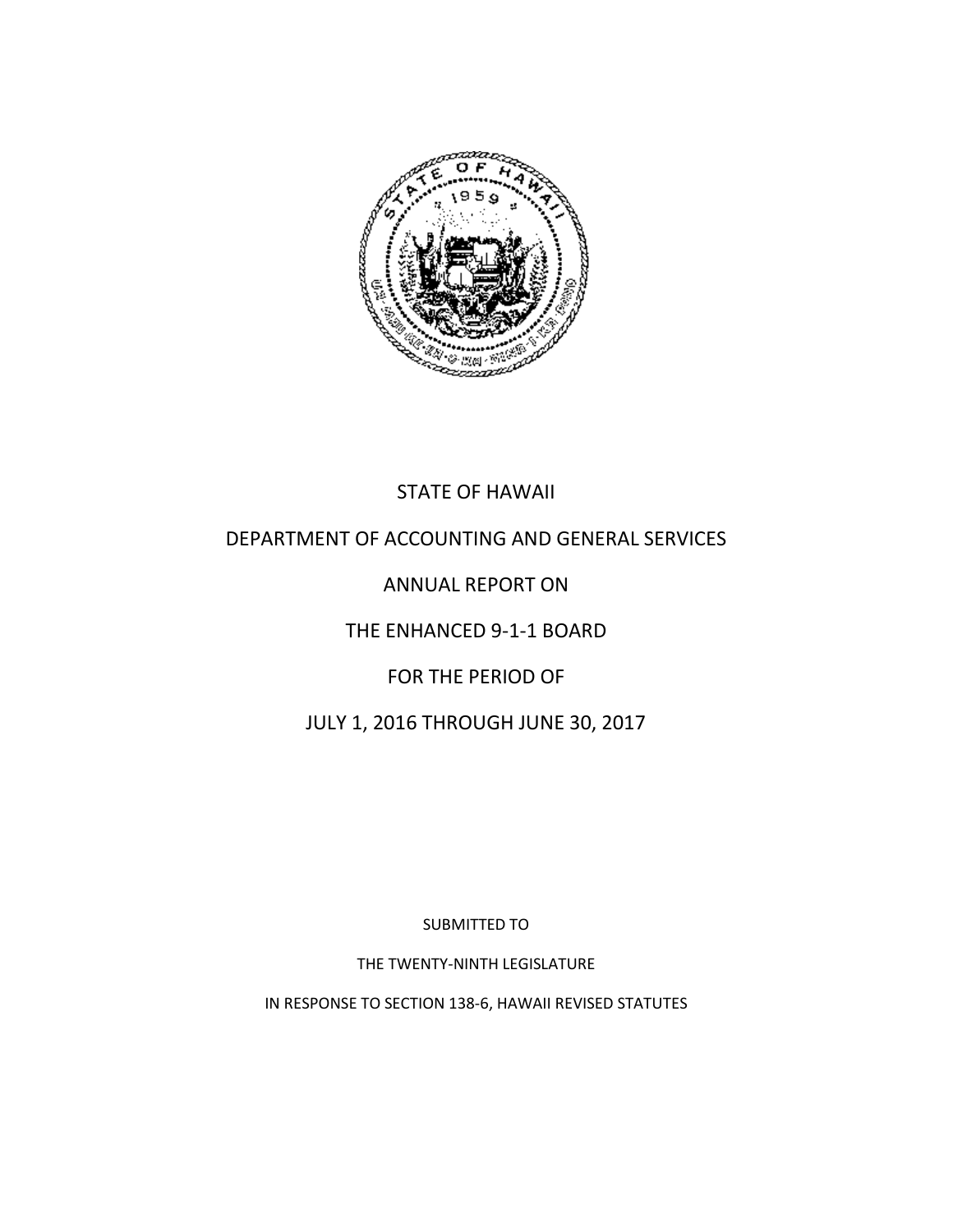STATE OF HAWAII

DEPARTMENT OF ACCOUNTING AND GENERAL SERVICES

ANNUAL REPORT ON

THE ENHANCED 9-1-1 BOARD

FOR THE PERIOD OF

JULY 1, 2016 THROUGH JUNE 30, 2017

SUBMITTED TO

THE TWENTY-NINTH LEGISLATURE

IN RESPONSE TO SECTION 138-6, HAWAII REVISED STATUTES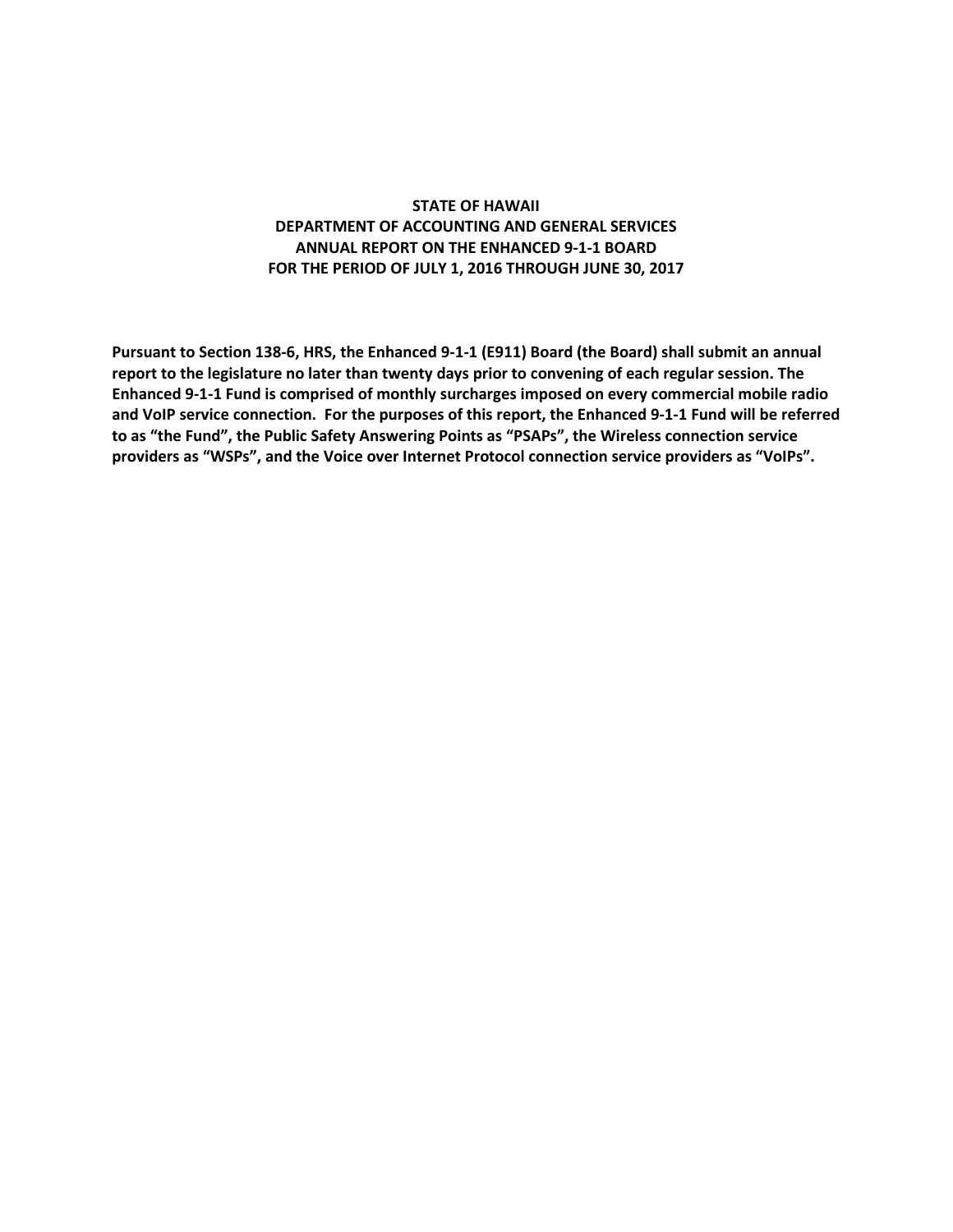# STATE OF HAWAII
# DEPARTMENT OF ACCOUNTING AND GENERAL SERVICES
# ANNUAL REPORT ON THE ENHANCED 9-1-1 BOARD
# FOR THE PERIOD OF JULY 1, 2016 THROUGH JUNE 30, 2017

**Pursuant to Section 138-6, HRS, the Enhanced 9-1-1 (E911) Board (the Board) shall submit an annual report to the legislature no later than twenty days prior to convening of each regular session. The Enhanced 9-1-1 Fund is comprised of monthly surcharges imposed on every commercial mobile radio and VoIP service connection. For the purposes of this report, the Enhanced 9-1-1 Fund will be referred to as "the Fund", the Public Safety Answering Points as "PSAPs", the Wireless connection service providers as "WSPs", and the Voice over Internet Protocol connection service providers as "VoIPs".**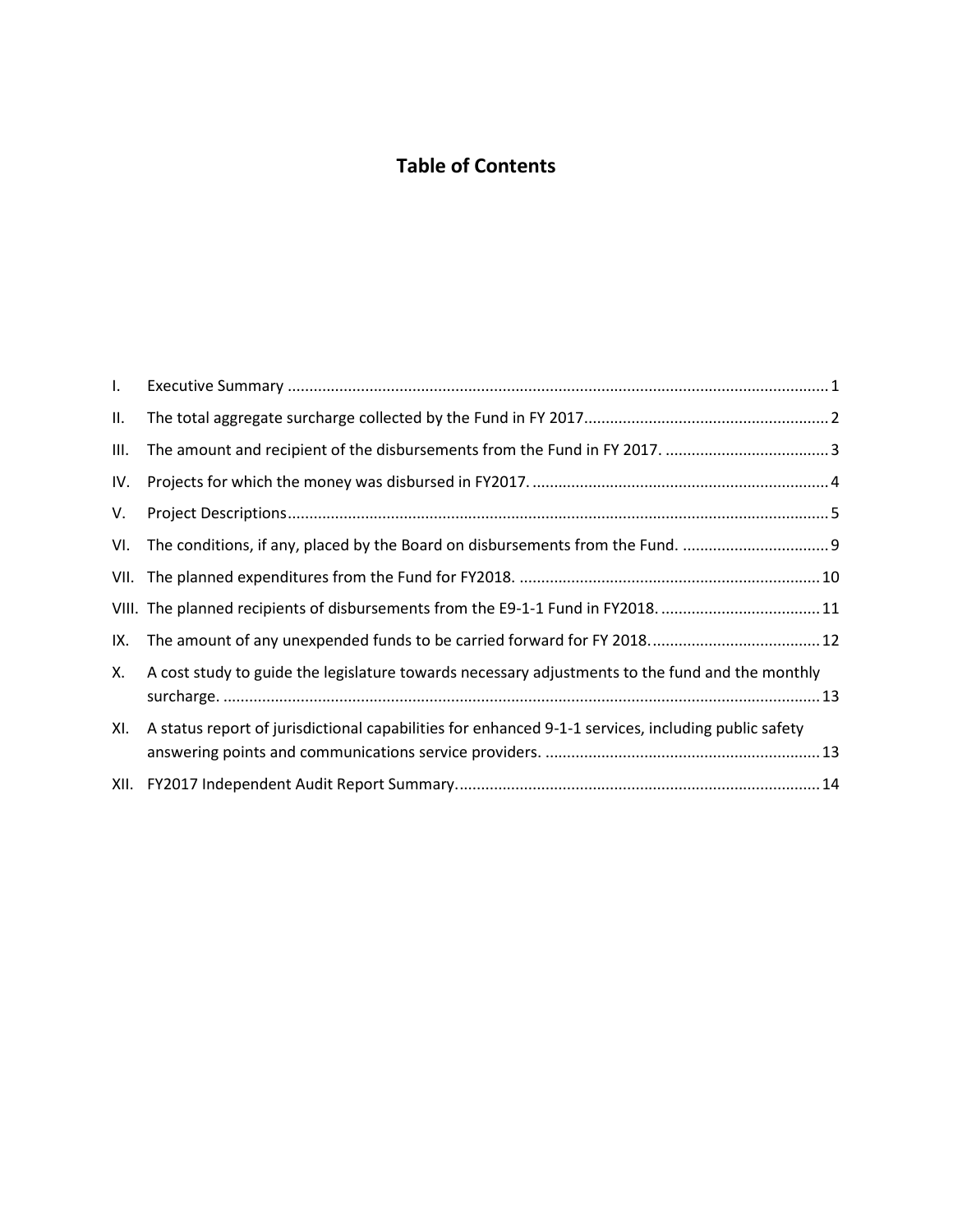# Table of Contents

I. Executive Summary ............................................................................................................ 1

II. The total aggregate surcharge collected by the Fund in FY 2017........................................................ 2

III. The amount and recipient of the disbursements from the Fund in FY 2017. ...................................... 3

IV. Projects for which the money was disbursed in FY2017. .................................................................... 4

V. Project Descriptions............................................................................................................ 5

VI. The conditions, if any, placed by the Board on disbursements from the Fund. .................................. 9

VII. The planned expenditures from the Fund for FY2018. ..................................................................... 10

VIII. The planned recipients of disbursements from the E9-1-1 Fund in FY2018. ..................................... 11

IX. The amount of any unexpended funds to be carried forward for FY 2018. ....................................... 12

X. A cost study to guide the legislature towards necessary adjustments to the fund and the monthly surcharge. .......................................................................................................................... 13

XI. A status report of jurisdictional capabilities for enhanced 9-1-1 services, including public safety answering points and communications service providers. ................................................................ 13

XII. FY2017 Independent Audit Report Summary.................................................................................... 14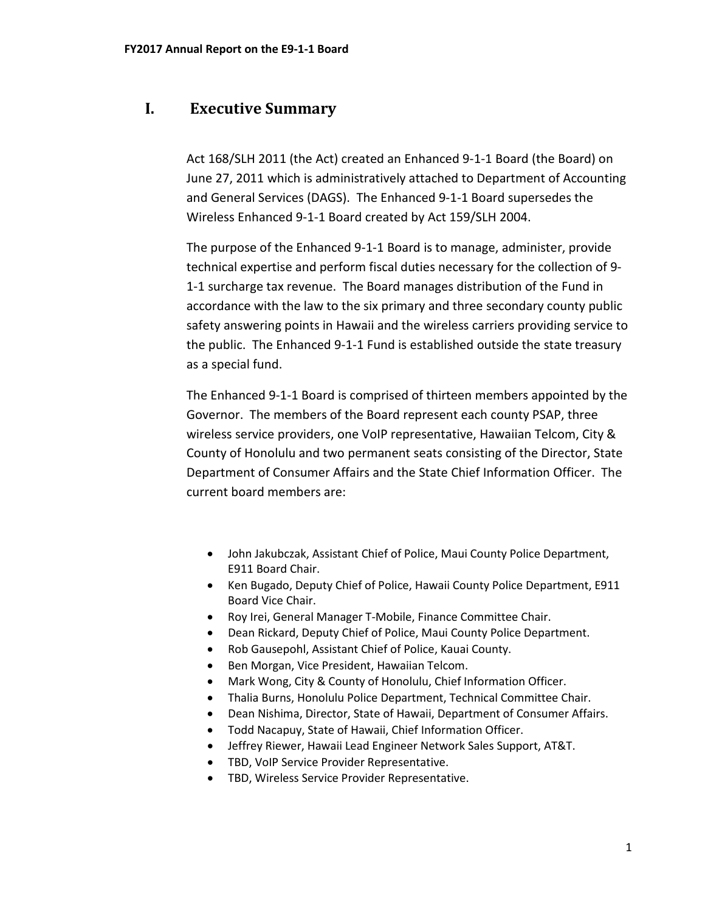# I. Executive Summary

Act 168/SLH 2011 (the Act) created an Enhanced 9-1-1 Board (the Board) on June 27, 2011 which is administratively attached to Department of Accounting and General Services (DAGS). The Enhanced 9-1-1 Board supersedes the Wireless Enhanced 9-1-1 Board created by Act 159/SLH 2004.

The purpose of the Enhanced 9-1-1 Board is to manage, administer, provide technical expertise and perform fiscal duties necessary for the collection of 9-1-1 surcharge tax revenue. The Board manages distribution of the Fund in accordance with the law to the six primary and three secondary county public safety answering points in Hawaii and the wireless carriers providing service to the public. The Enhanced 9-1-1 Fund is established outside the state treasury as a special fund.

The Enhanced 9-1-1 Board is comprised of thirteen members appointed by the Governor. The members of the Board represent each county PSAP, three wireless service providers, one VoIP representative, Hawaiian Telcom, City & County of Honolulu and two permanent seats consisting of the Director, State Department of Consumer Affairs and the State Chief Information Officer. The current board members are:

- John Jakubczak, Assistant Chief of Police, Maui County Police Department, E911 Board Chair.
- Ken Bugado, Deputy Chief of Police, Hawaii County Police Department, E911 Board Vice Chair.
- Roy Irei, General Manager T-Mobile, Finance Committee Chair.
- Dean Rickard, Deputy Chief of Police, Maui County Police Department.
- Rob Gausepohl, Assistant Chief of Police, Kauai County.
- Ben Morgan, Vice President, Hawaiian Telcom.
- Mark Wong, City & County of Honolulu, Chief Information Officer.
- Thalia Burns, Honolulu Police Department, Technical Committee Chair.
- Dean Nishima, Director, State of Hawaii, Department of Consumer Affairs.
- Todd Nacapuy, State of Hawaii, Chief Information Officer.
- Jeffrey Riewer, Hawaii Lead Engineer Network Sales Support, AT&T.
- TBD, VoIP Service Provider Representative.
- TBD, Wireless Service Provider Representative.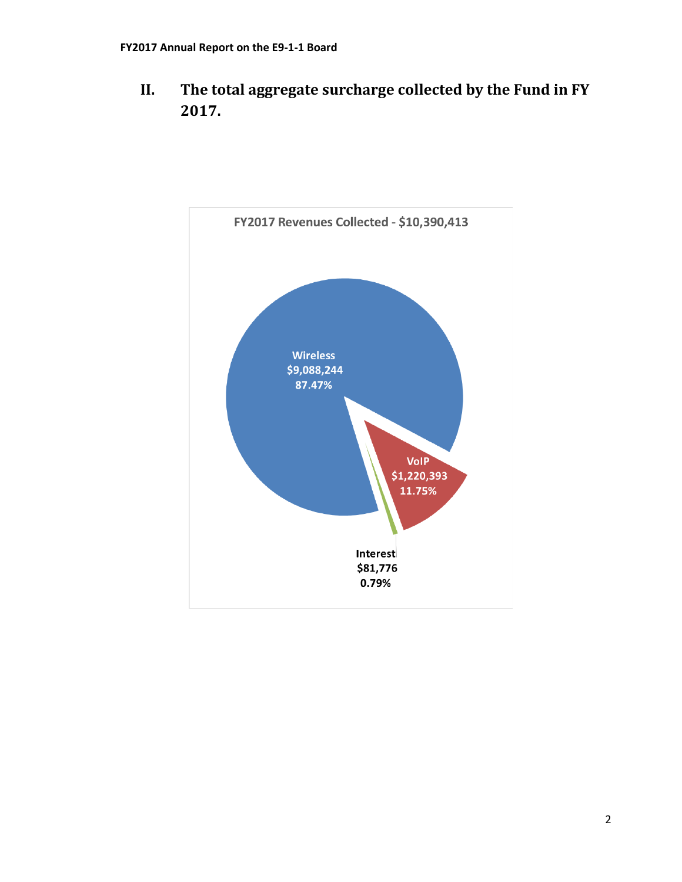## II. The total aggregate surcharge collected by the Fund in FY 2017.

FY2017 Revenues Collected - $10,390,413

Wireless
$9,088,244
87.47%

VoIP
$1,220,393
11.75%

Interest
$81,776
0.79%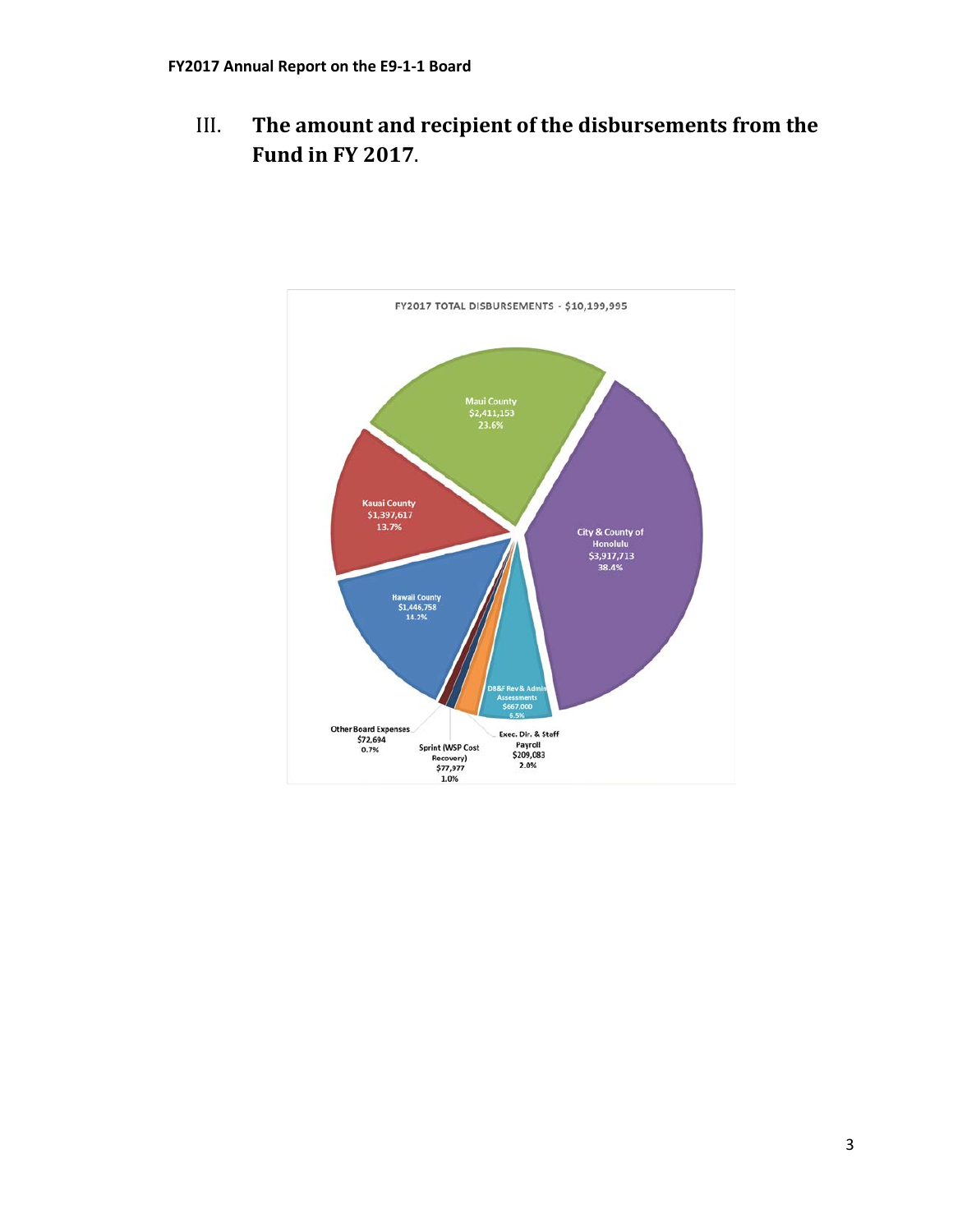## III. The amount and recipient of the disbursements from the Fund in FY 2017.

FY2017 TOTAL DISBURSEMENTS - $10,199,995

Maui County
$2,411,153
23.6%

City & County of Honolulu
$3,917,713
38.4%

Kauai County
$1,397,617
13.7%

Hawaii County
$1,446,758
14.2%

DB&F Rev & Admin Assessments
$667,000
6.5%

Other Board Expenses
$72,694
0.7%

Sprint (WSP Cost Recovery)
$77,977
1.0%

Exec. Dir. & Staff Payroll
$209,083
2.0%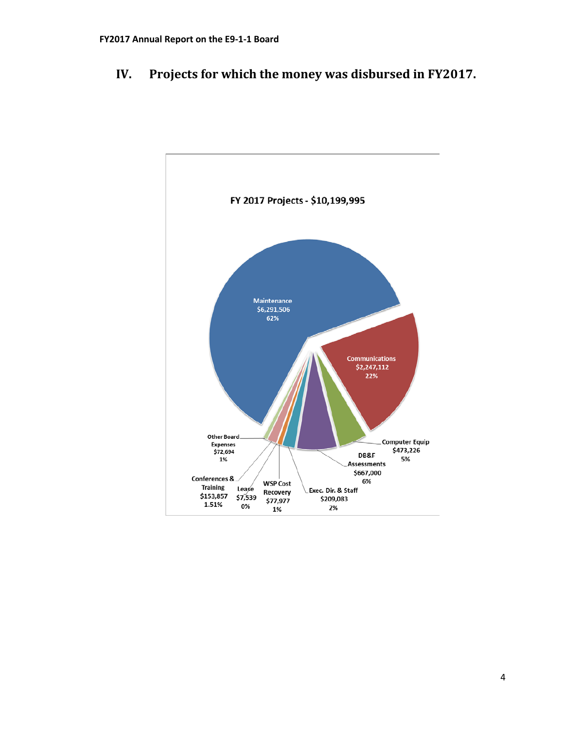# IV. Projects for which the money was disbursed in FY2017.

FY 2017 Projects - $10,199,995

Maintenance $6,291,506 62%

Communications $2,247,112 22%

Computer Equip $473,226 5%

DB&F Assessments $667,000 6%

Exec. Dir. & Staff $209,083 2%

WSP Cost Recovery $77,977 1%

Lease $7,539 0%

Conferences & Training $153,857 1.51%

Other Board Expenses $72,694 1%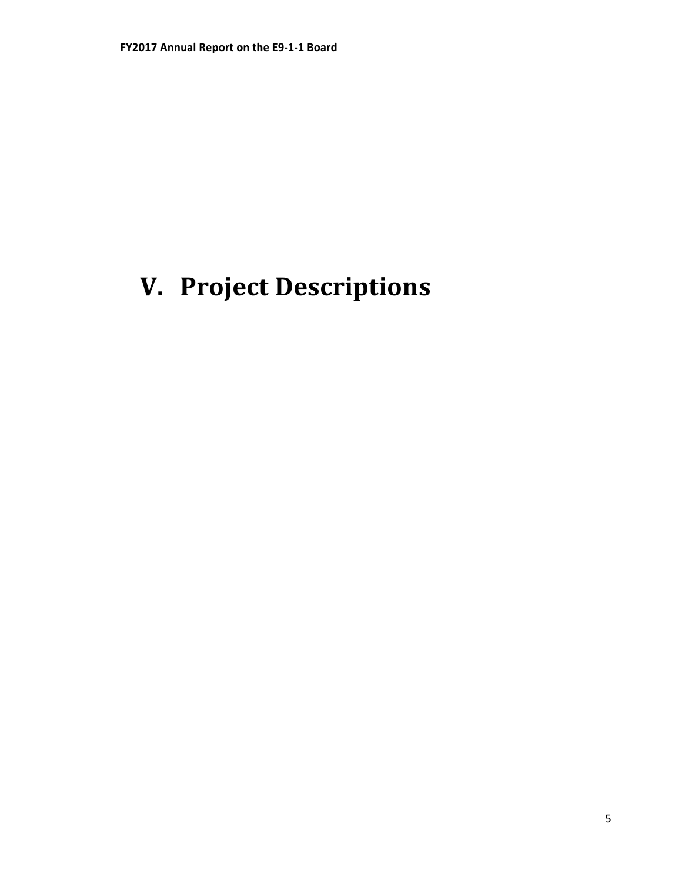# V. Project Descriptions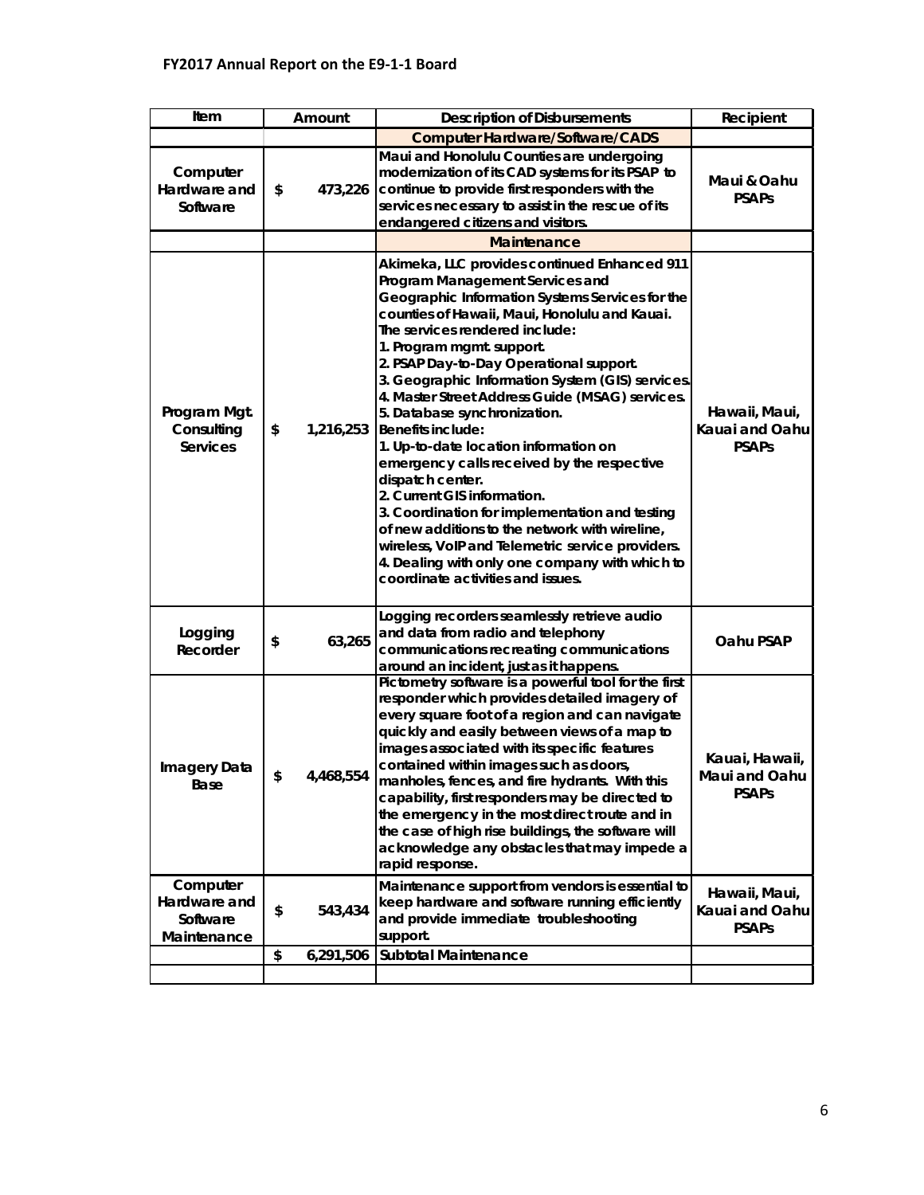| Item | Amount | Description of Disbursements | Recipient |
|---|---|---|---|
| | | **Computer Hardware/Software/CADS** | |
| **Computer Hardware and Software** | **$ 473,226** | **Maui and Honolulu Counties are undergoing modernization of its CAD systems for its PSAP to continue to provide first responders with the services necessary to assist in the rescue of its endangered citizens and visitors.** | **Maui & Oahu PSAPs** |
| | | **Maintenance** | |
| **Program Mgt. Consulting Services** | **$ 1,216,253** | **Akimeka, LLC provides continued Enhanced 911 Program Management Services and Geographic Information Systems Services for the counties of Hawaii, Maui, Honolulu and Kauai. The services rendered include:**<br>**1. Program mgmt. support.**<br>**2. PSAP Day-to-Day Operational support.**<br>**3. Geographic Information System (GIS) services.**<br>**4. Master Street Address Guide (MSAG) services.**<br>**5. Database synchronization.**<br>**Benefits include:**<br>**1. Up-to-date location information on emergency calls received by the respective dispatch center.**<br>**2. Current GIS information.**<br>**3. Coordination for implementation and testing of new additions to the network with wireline, wireless, VoIP and Telemetric service providers.**<br>**4. Dealing with only one company with which to coordinate activities and issues.** | **Hawaii, Maui, Kauai and Oahu PSAPs** |
| **Logging Recorder** | **$ 63,265** | **Logging recorders seamlessly retrieve audio and data from radio and telephony communications recreating communications around an incident, just as it happens.** | **Oahu PSAP** |
| **Imagery Data Base** | **$ 4,468,554** | **Pictometry software is a powerful tool for the first responder which provides detailed imagery of every square foot of a region and can navigate quickly and easily between views of a map to images associated with its specific features contained within images such as doors, manholes, fences, and fire hydrants. With this capability, first responders may be directed to the emergency in the most direct route and in the case of high rise buildings, the software will acknowledge any obstacles that may impede a rapid response.** | **Kauai, Hawaii, Maui and Oahu PSAPs** |
| **Computer Hardware and Software Maintenance** | **$ 543,434** | **Maintenance support from vendors is essential to keep hardware and software running efficiently and provide immediate troubleshooting support.** | **Hawaii, Maui, Kauai and Oahu PSAPs** |
| | **$ 6,291,506** | **Subtotal Maintenance** | |
| | | | |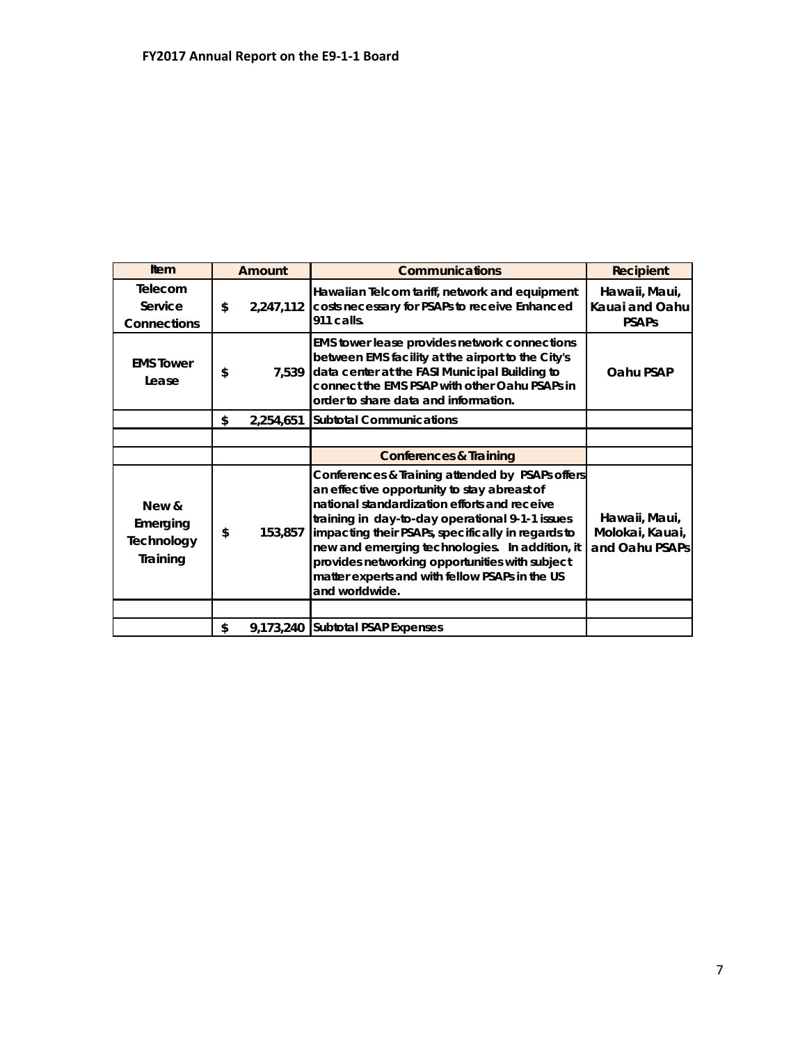**FY2017 Annual Report on the E9-1-1 Board**

| Item | Amount | Communications | Recipient |
|---|---|---|---|
| Telecom Service Connections | $ 2,247,112 | Hawaiian Telcom tariff, network and equipment costs necessary for PSAPs to receive Enhanced 911 calls. | Hawaii, Maui, Kauai and Oahu PSAPs |
| EMS Tower Lease | $ 7,539 | EMS tower lease provides network connections between EMS facility at the airport to the City's data center at the FASI Municipal Building to connect the EMS PSAP with other Oahu PSAPs in order to share data and information. | Oahu PSAP |
| | $ 2,254,651 | Subtotal Communications | |
| | | | |
| | | Conferences & Training | |
| New & Emerging Technology Training | $ 153,857 | Conferences & Training attended by PSAPs offers an effective opportunity to stay abreast of national standardization efforts and receive training in day-to-day operational 9-1-1 issues impacting their PSAPs, specifically in regards to new and emerging technologies. In addition, it provides networking opportunities with subject matter experts and with fellow PSAPs in the US and worldwide. | Hawaii, Maui, Molokai, Kauai, and Oahu PSAPs |
| | | | |
| | $ 9,173,240 | Subtotal PSAP Expenses | |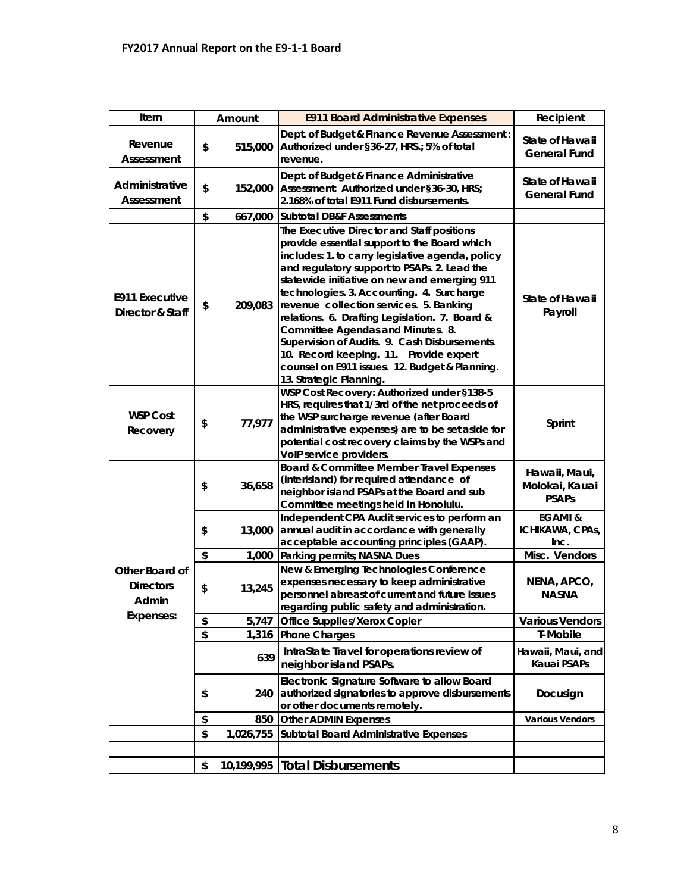**FY2017 Annual Report on the E9-1-1 Board**

| Item | Amount | E911 Board Administrative Expenses | Recipient |
|---|---|---|---|
| Revenue Assessment | $ 515,000 | Dept. of Budget & Finance Revenue Assessment: Authorized under §36-27, HRS.; 5% of total revenue. | State of Hawaii General Fund |
| Administrative Assessment | $ 152,000 | Dept. of Budget & Finance Administrative Assessment: Authorized under §36-30, HRS; 2.168% of total E911 Fund disbursements. | State of Hawaii General Fund |
| | $ 667,000 | Subtotal DB&F Assessments | |
| E911 Executive Director & Staff | $ 209,083 | The Executive Director and Staff positions provide essential support to the Board which includes: 1. to carry legislative agenda, policy and regulatory support to PSAPs. 2. Lead the statewide initiative on new and emerging 911 technologies. 3. Accounting. 4. Surcharge revenue collection services. 5. Banking relations. 6. Drafting Legislation. 7. Board & Committee Agendas and Minutes. 8. Supervision of Audits. 9. Cash Disbursements. 10. Record keeping. 11. Provide expert counsel on E911 issues. 12. Budget & Planning. 13. Strategic Planning. | State of Hawaii Payroll |
| WSP Cost Recovery | $ 77,977 | WSP Cost Recovery: Authorized under §138-5 HRS, requires that 1/3rd of the net proceeds of the WSP surcharge revenue (after Board administrative expenses) are to be set aside for potential cost recovery claims by the WSPs and VoIP service providers. | Sprint |
| Other Board of Directors Admin Expenses: | $ 36,658 | Board & Committee Member Travel Expenses (interisland) for required attendance of neighbor island PSAPs at the Board and sub Committee meetings held in Honolulu. | Hawaii, Maui, Molokai, Kauai PSAPs |
| | $ 13,000 | Independent CPA Audit services to perform an annual audit in accordance with generally acceptable accounting principles (GAAP). | EGAMI & ICHIKAWA, CPAs, Inc. |
| | $ 1,000 | Parking permits; NASNA Dues | Misc. Vendors |
| | $ 13,245 | New & Emerging Technologies Conference expenses necessary to keep administrative personnel abreast of current and future issues regarding public safety and administration. | NENA, APCO, NASNA |
| | $ 5,747 | Office Supplies/Xerox Copier | Various Vendors |
| | $ 1,316 | Phone Charges | T-Mobile |
| | 639 | IntraState Travel for operations review of neighbor island PSAPs. | Hawaii, Maui, and Kauai PSAPs |
| | $ 240 | Electronic Signature Software to allow Board authorized signatories to approve disbursements or other documents remotely. | Docusign |
| | $ 850 | Other ADMIN Expenses | Various Vendors |
| | $ 1,026,755 | Subtotal Board Administrative Expenses | |
| | | | |
| | $ 10,199,995 | Total Disbursements | |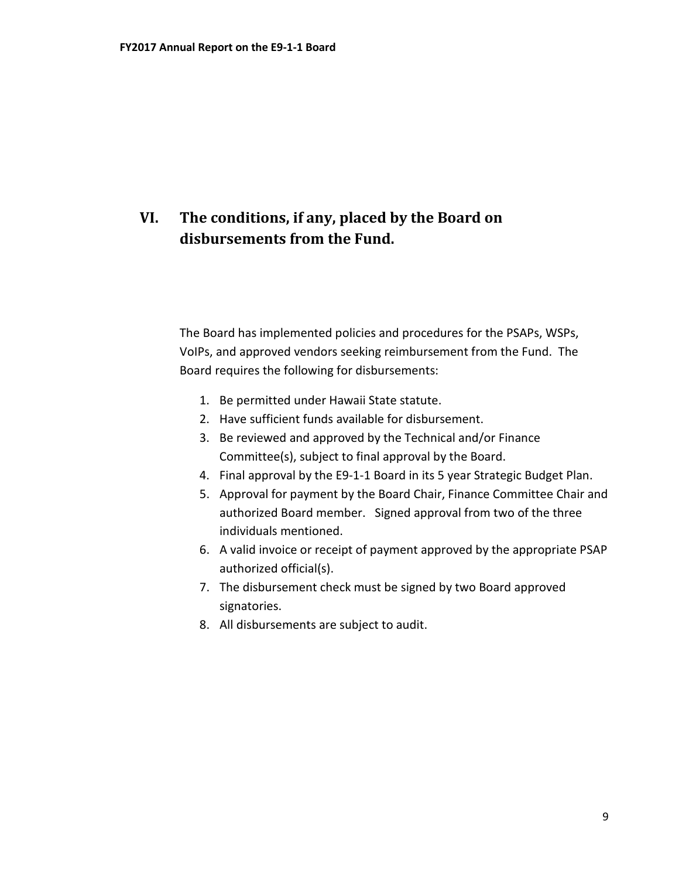## VI. The conditions, if any, placed by the Board on disbursements from the Fund.

The Board has implemented policies and procedures for the PSAPs, WSPs, VoIPs, and approved vendors seeking reimbursement from the Fund. The Board requires the following for disbursements:

1. Be permitted under Hawaii State statute.
2. Have sufficient funds available for disbursement.
3. Be reviewed and approved by the Technical and/or Finance Committee(s), subject to final approval by the Board.
4. Final approval by the E9-1-1 Board in its 5 year Strategic Budget Plan.
5. Approval for payment by the Board Chair, Finance Committee Chair and authorized Board member. Signed approval from two of the three individuals mentioned.
6. A valid invoice or receipt of payment approved by the appropriate PSAP authorized official(s).
7. The disbursement check must be signed by two Board approved signatories.
8. All disbursements are subject to audit.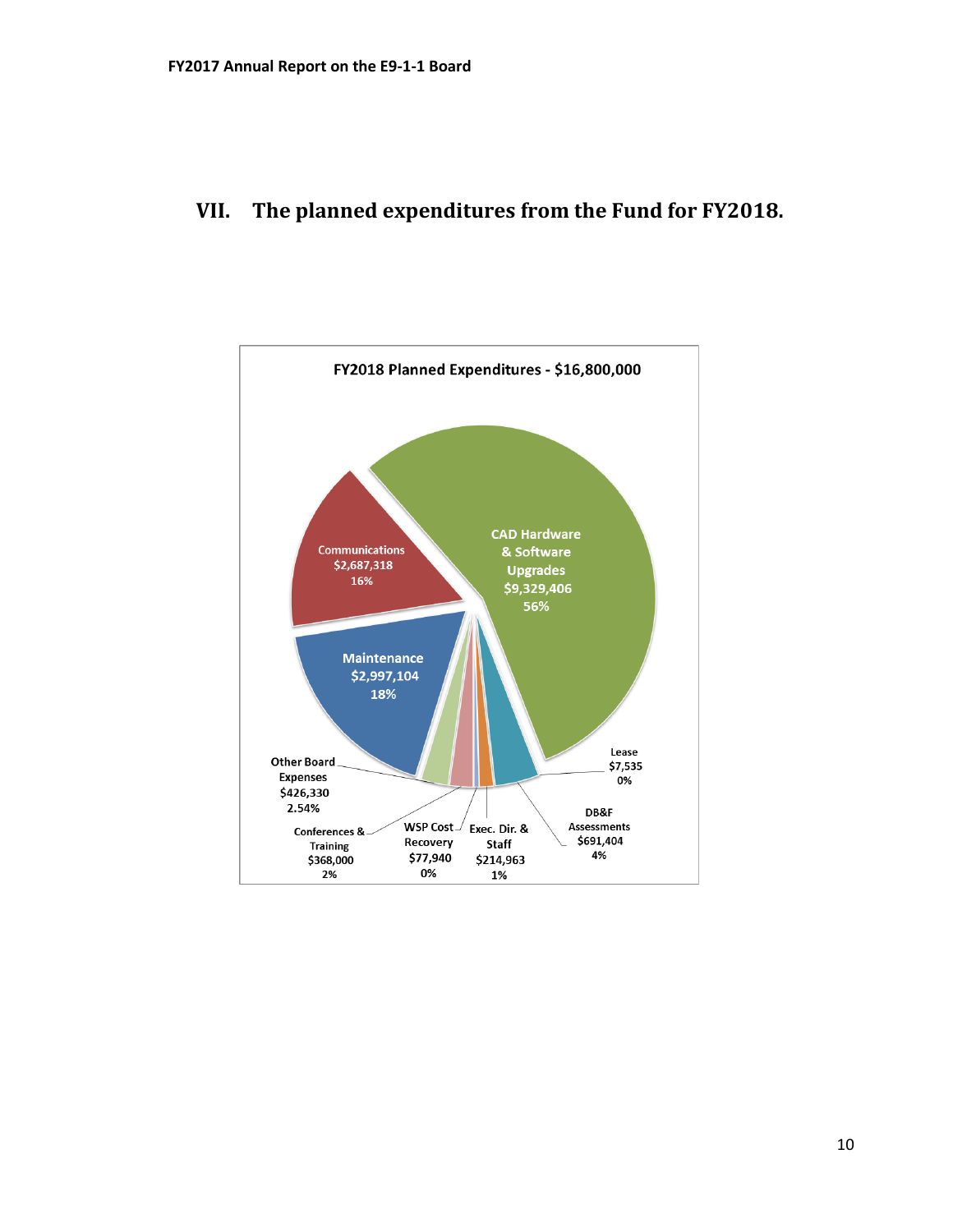## VII. The planned expenditures from the Fund for FY2018.

**FY2018 Planned Expenditures - $16,800,000**

| Category | Amount | Percent |
|---|---|---|
| CAD Hardware & Software Upgrades | $9,329,406 | 56% |
| Maintenance | $2,997,104 | 18% |
| Communications | $2,687,318 | 16% |
| DB&F Assessments | $691,404 | 4% |
| Other Board Expenses | $426,330 | 2.54% |
| Conferences & Training | $368,000 | 2% |
| Exec. Dir. & Staff | $214,963 | 1% |
| WSP Cost Recovery | $77,940 | 0% |
| Lease | $7,535 | 0% |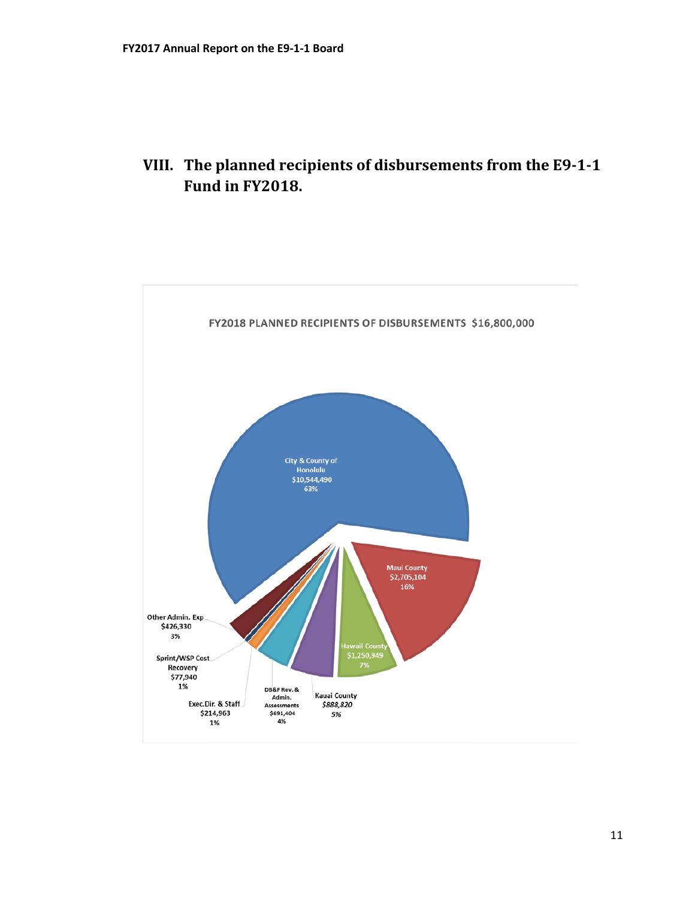# VIII. The planned recipients of disbursements from the E9-1-1 Fund in FY2018.

FY2018 PLANNED RECIPIENTS OF DISBURSEMENTS $16,800,000

City & County of Honolulu
$10,544,490
63%

Maui County
$2,705,104
16%

Hawaii County
$1,250,949
7%

Kauai County
$888,820
5%

DB&F Rev. & Admin. Assessments
$691,404
4%

Exec.Dir. & Staff
$214,963
1%

Sprint/WSP Cost Recovery
$77,940
1%

Other Admin. Exp
$426,330
3%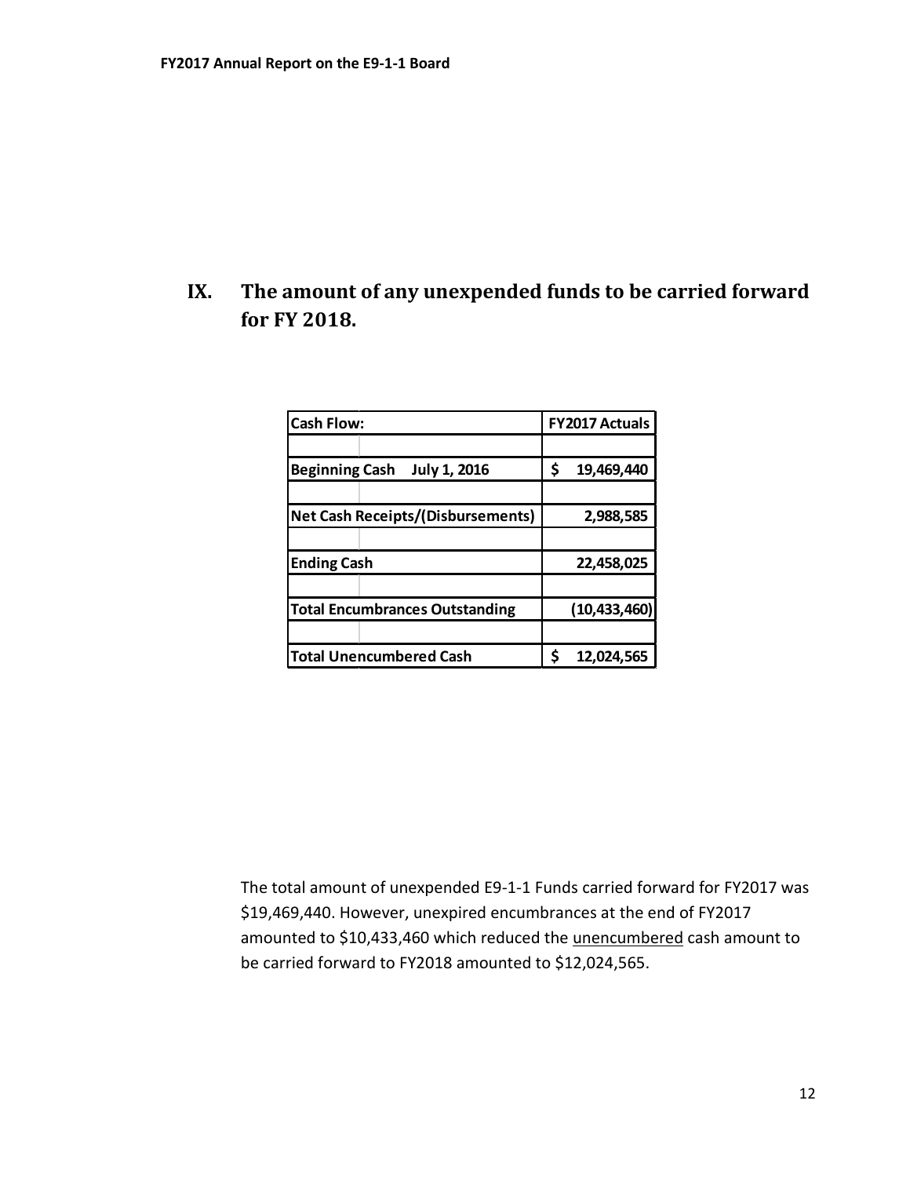## IX. The amount of any unexpended funds to be carried forward for FY 2018.

| Cash Flow: | FY2017 Actuals |
|---|---|
| Beginning Cash July 1, 2016 | $ 19,469,440 |
| Net Cash Receipts/(Disbursements) | 2,988,585 |
| Ending Cash | 22,458,025 |
| Total Encumbrances Outstanding | (10,433,460) |
| Total Unencumbered Cash | $ 12,024,565 |

The total amount of unexpended E9-1-1 Funds carried forward for FY2017 was $19,469,440. However, unexpired encumbrances at the end of FY2017 amounted to $10,433,460 which reduced the unencumbered cash amount to be carried forward to FY2018 amounted to $12,024,565.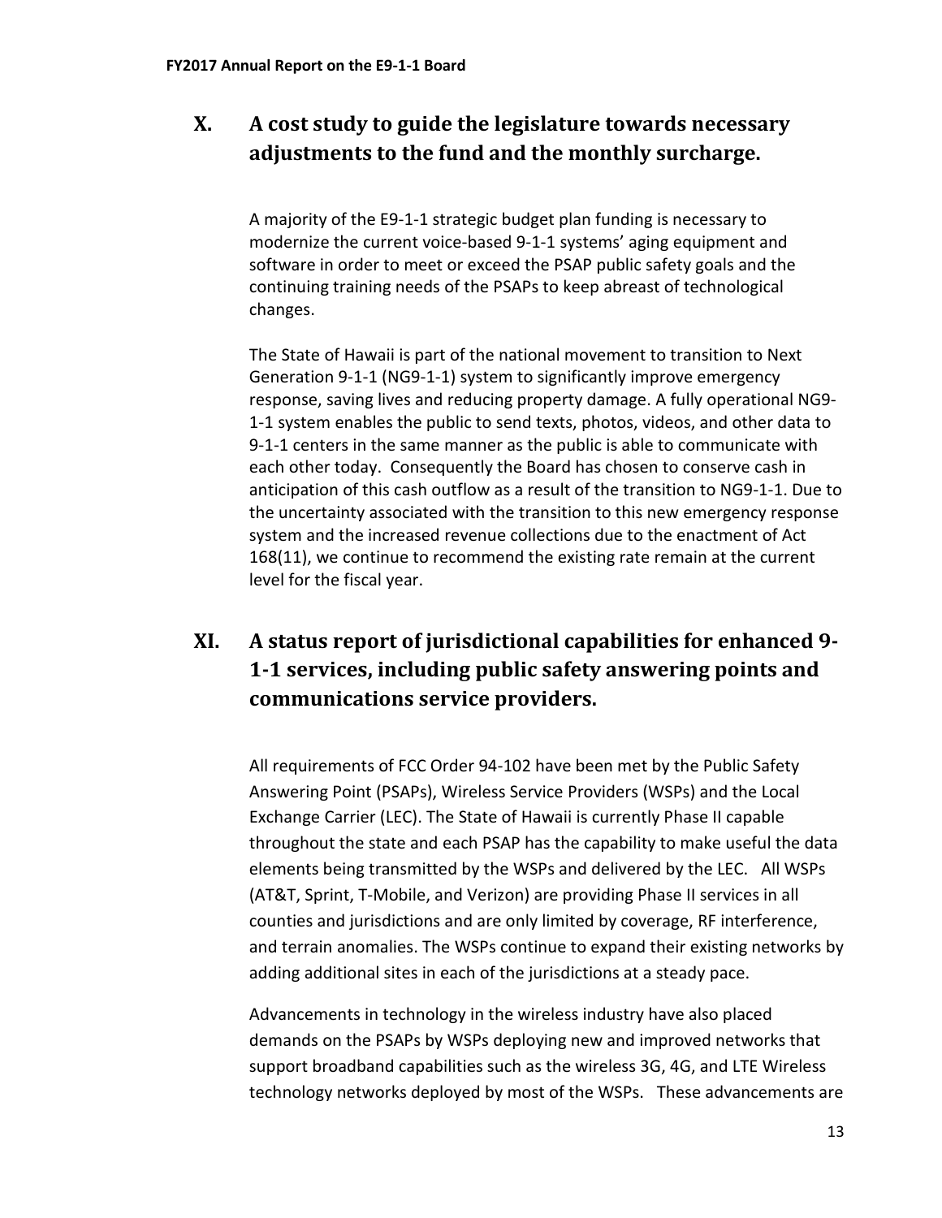## X. A cost study to guide the legislature towards necessary adjustments to the fund and the monthly surcharge.

A majority of the E9-1-1 strategic budget plan funding is necessary to modernize the current voice-based 9-1-1 systems' aging equipment and software in order to meet or exceed the PSAP public safety goals and the continuing training needs of the PSAPs to keep abreast of technological changes.

The State of Hawaii is part of the national movement to transition to Next Generation 9-1-1 (NG9-1-1) system to significantly improve emergency response, saving lives and reducing property damage. A fully operational NG9-1-1 system enables the public to send texts, photos, videos, and other data to 9-1-1 centers in the same manner as the public is able to communicate with each other today. Consequently the Board has chosen to conserve cash in anticipation of this cash outflow as a result of the transition to NG9-1-1. Due to the uncertainty associated with the transition to this new emergency response system and the increased revenue collections due to the enactment of Act 168(11), we continue to recommend the existing rate remain at the current level for the fiscal year.

## XI. A status report of jurisdictional capabilities for enhanced 9-1-1 services, including public safety answering points and communications service providers.

All requirements of FCC Order 94-102 have been met by the Public Safety Answering Point (PSAPs), Wireless Service Providers (WSPs) and the Local Exchange Carrier (LEC). The State of Hawaii is currently Phase II capable throughout the state and each PSAP has the capability to make useful the data elements being transmitted by the WSPs and delivered by the LEC. All WSPs (AT&T, Sprint, T-Mobile, and Verizon) are providing Phase II services in all counties and jurisdictions and are only limited by coverage, RF interference, and terrain anomalies. The WSPs continue to expand their existing networks by adding additional sites in each of the jurisdictions at a steady pace.

Advancements in technology in the wireless industry have also placed demands on the PSAPs by WSPs deploying new and improved networks that support broadband capabilities such as the wireless 3G, 4G, and LTE Wireless technology networks deployed by most of the WSPs. These advancements are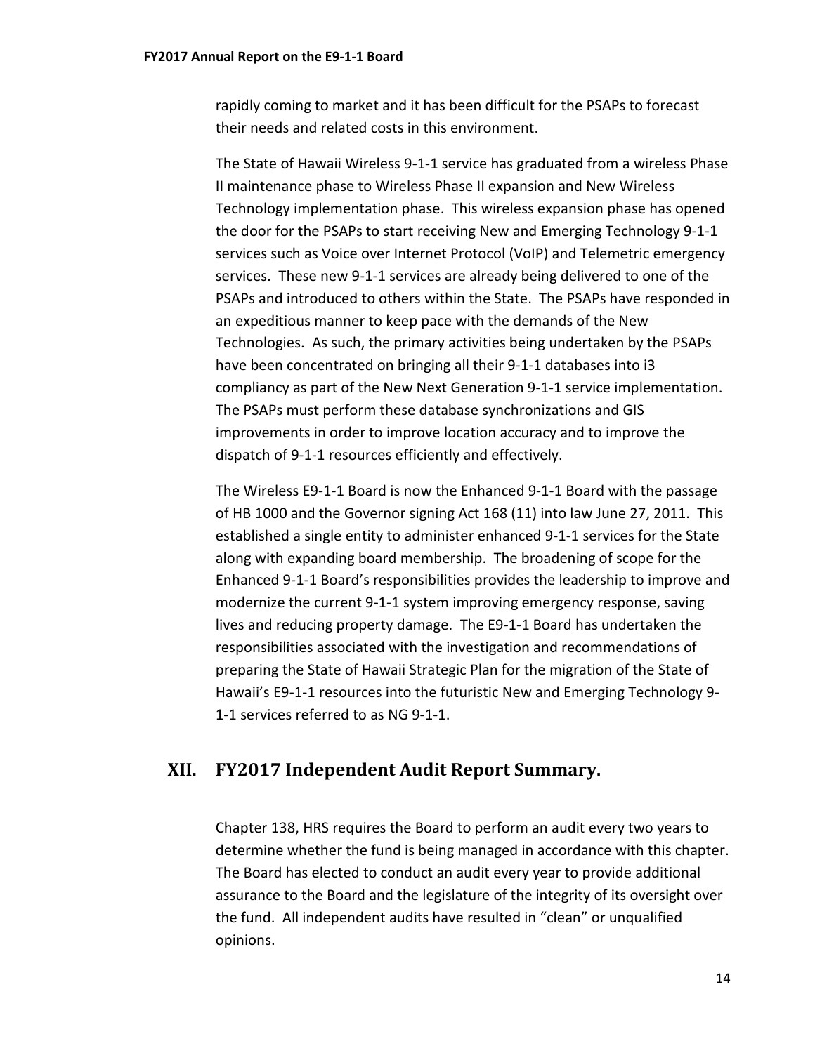rapidly coming to market and it has been difficult for the PSAPs to forecast their needs and related costs in this environment.

The State of Hawaii Wireless 9-1-1 service has graduated from a wireless Phase II maintenance phase to Wireless Phase II expansion and New Wireless Technology implementation phase. This wireless expansion phase has opened the door for the PSAPs to start receiving New and Emerging Technology 9-1-1 services such as Voice over Internet Protocol (VoIP) and Telemetric emergency services. These new 9-1-1 services are already being delivered to one of the PSAPs and introduced to others within the State. The PSAPs have responded in an expeditious manner to keep pace with the demands of the New Technologies. As such, the primary activities being undertaken by the PSAPs have been concentrated on bringing all their 9-1-1 databases into i3 compliancy as part of the New Next Generation 9-1-1 service implementation. The PSAPs must perform these database synchronizations and GIS improvements in order to improve location accuracy and to improve the dispatch of 9-1-1 resources efficiently and effectively.

The Wireless E9-1-1 Board is now the Enhanced 9-1-1 Board with the passage of HB 1000 and the Governor signing Act 168 (11) into law June 27, 2011. This established a single entity to administer enhanced 9-1-1 services for the State along with expanding board membership. The broadening of scope for the Enhanced 9-1-1 Board's responsibilities provides the leadership to improve and modernize the current 9-1-1 system improving emergency response, saving lives and reducing property damage. The E9-1-1 Board has undertaken the responsibilities associated with the investigation and recommendations of preparing the State of Hawaii Strategic Plan for the migration of the State of Hawaii's E9-1-1 resources into the futuristic New and Emerging Technology 9-1-1 services referred to as NG 9-1-1.

## XII. FY2017 Independent Audit Report Summary.

Chapter 138, HRS requires the Board to perform an audit every two years to determine whether the fund is being managed in accordance with this chapter. The Board has elected to conduct an audit every year to provide additional assurance to the Board and the legislature of the integrity of its oversight over the fund. All independent audits have resulted in "clean" or unqualified opinions.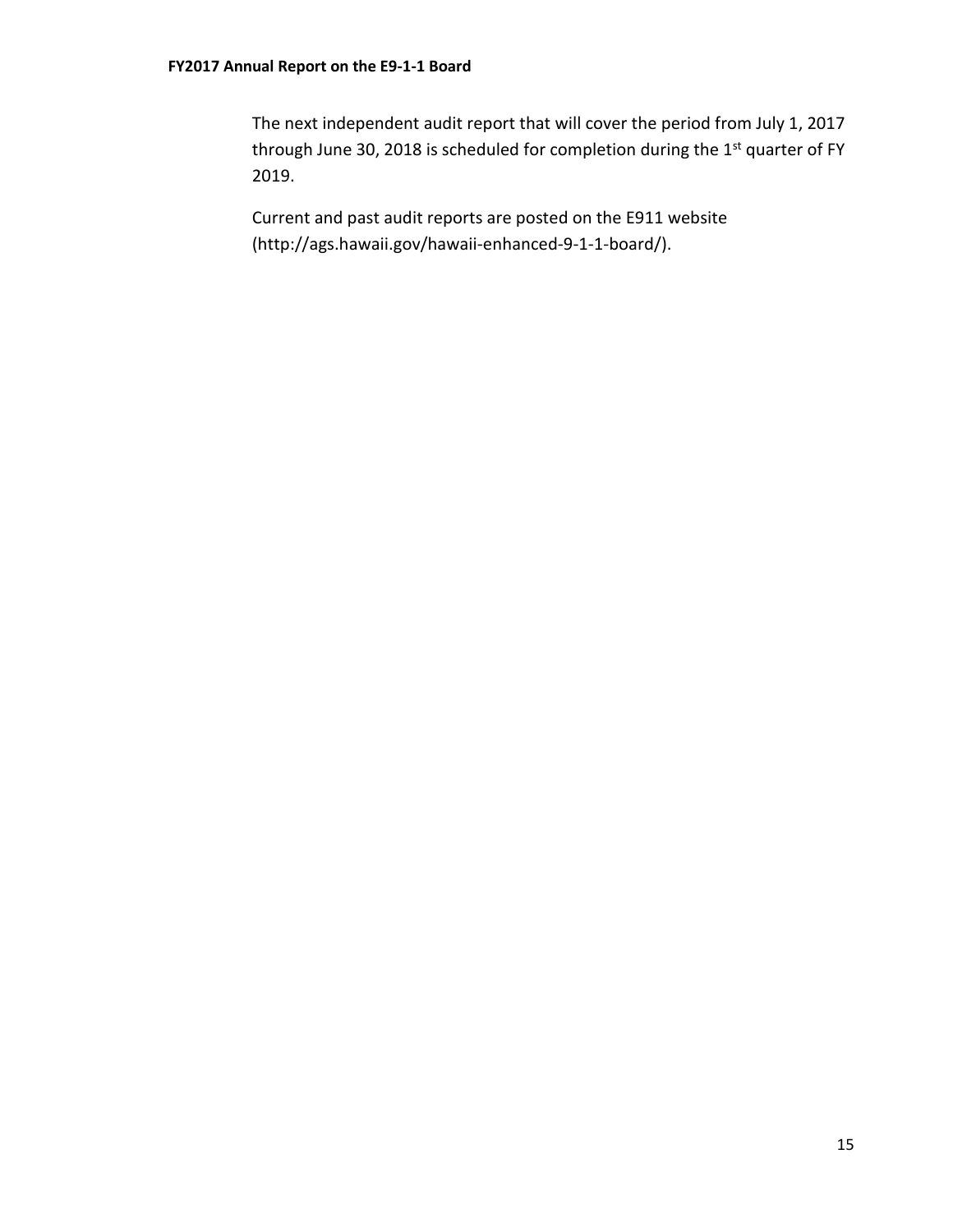The next independent audit report that will cover the period from July 1, 2017 through June 30, 2018 is scheduled for completion during the 1st quarter of FY 2019.

Current and past audit reports are posted on the E911 website (http://ags.hawaii.gov/hawaii-enhanced-9-1-1-board/).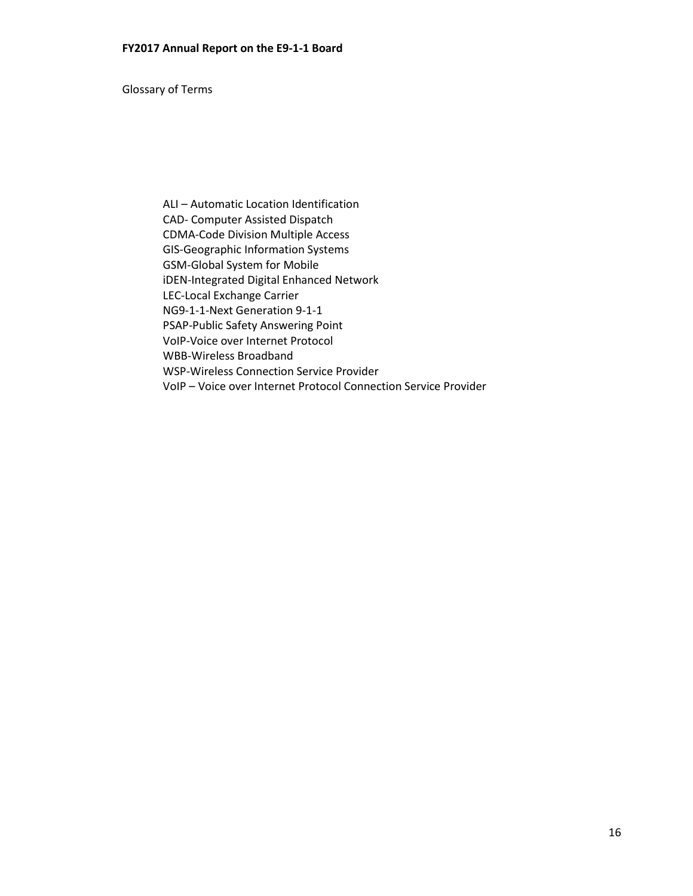Glossary of Terms

ALI – Automatic Location Identification
CAD- Computer Assisted Dispatch
CDMA-Code Division Multiple Access
GIS-Geographic Information Systems
GSM-Global System for Mobile
iDEN-Integrated Digital Enhanced Network
LEC-Local Exchange Carrier
NG9-1-1-Next Generation 9-1-1
PSAP-Public Safety Answering Point
VoIP-Voice over Internet Protocol
WBB-Wireless Broadband
WSP-Wireless Connection Service Provider
VoIP – Voice over Internet Protocol Connection Service Provider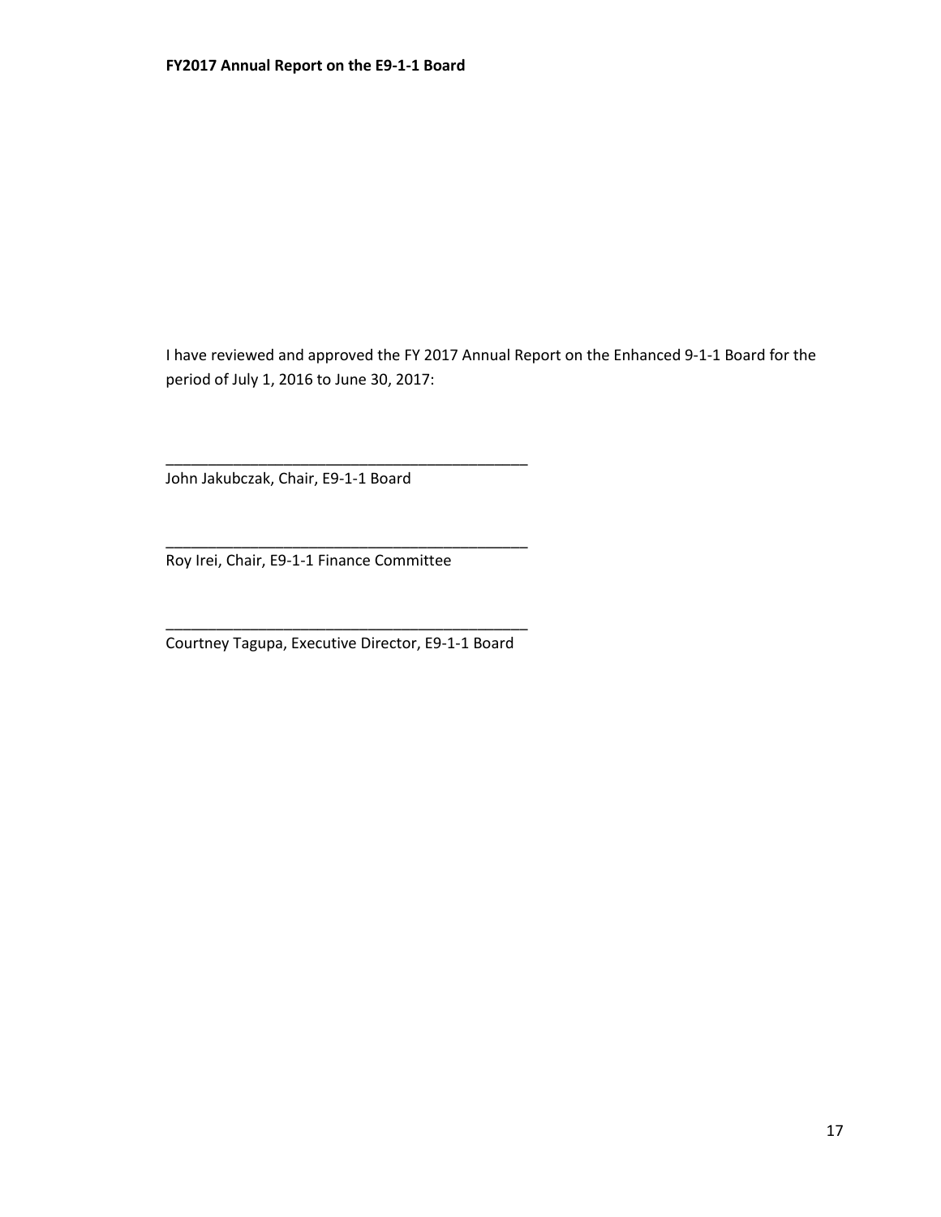I have reviewed and approved the FY 2017 Annual Report on the Enhanced 9-1-1 Board for the period of July 1, 2016 to June 30, 2017:

_____________________________________________
John Jakubczak, Chair, E9-1-1 Board

_____________________________________________
Roy Irei, Chair, E9-1-1 Finance Committee

_____________________________________________
Courtney Tagupa, Executive Director, E9-1-1 Board